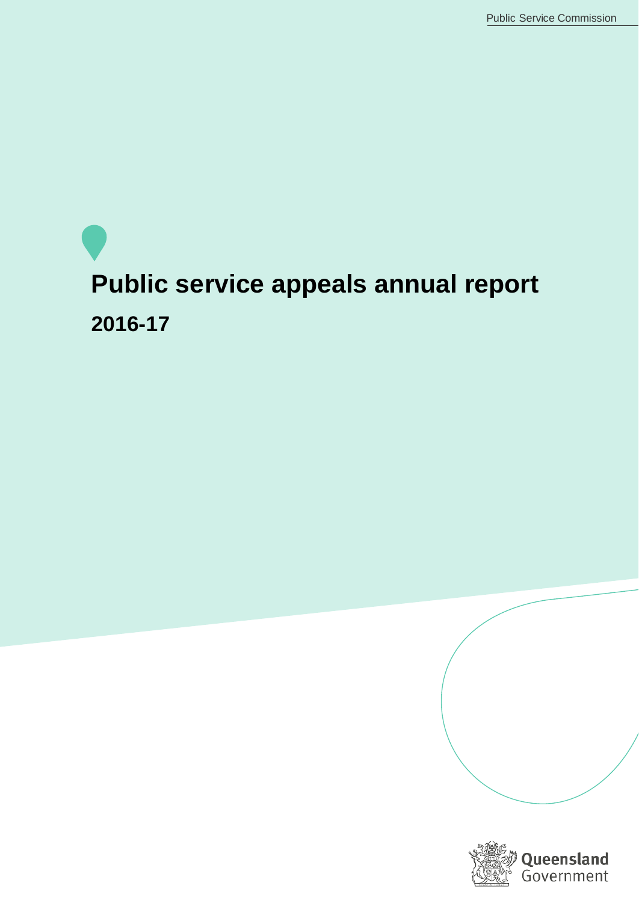Public Service Commission

# Public service appeals annual report

## 2016-17

Queensland Government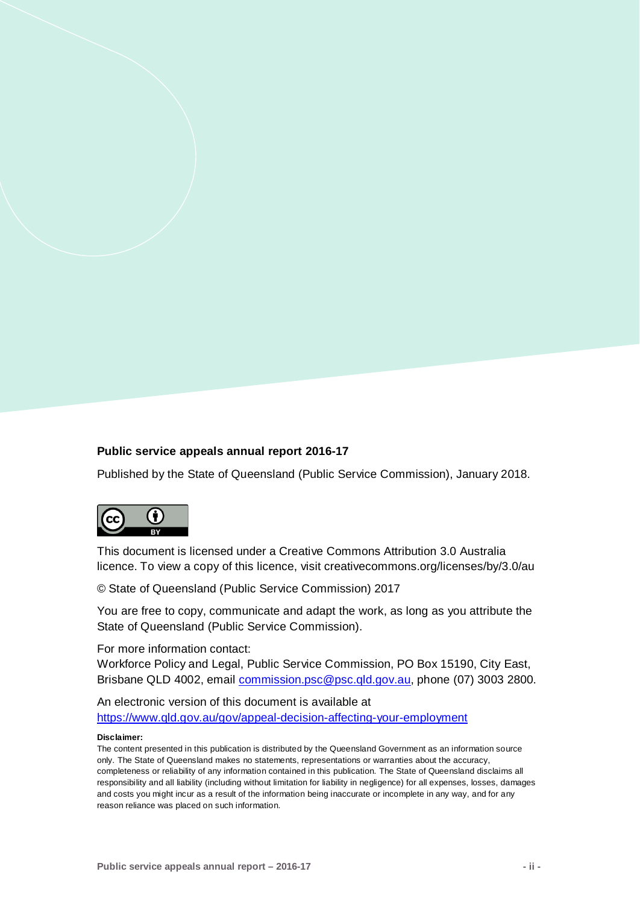**Public service appeals annual report 2016-17**

Published by the State of Queensland (Public Service Commission), January 2018.

This document is licensed under a Creative Commons Attribution 3.0 Australia licence. To view a copy of this licence, visit creativecommons.org/licenses/by/3.0/au

© State of Queensland (Public Service Commission) 2017

You are free to copy, communicate and adapt the work, as long as you attribute the State of Queensland (Public Service Commission).

For more information contact:
Workforce Policy and Legal, Public Service Commission, PO Box 15190, City East, Brisbane QLD 4002, email commission.psc@psc.qld.gov.au, phone (07) 3003 2800.

An electronic version of this document is available at https://www.qld.gov.au/gov/appeal-decision-affecting-your-employment

**Disclaimer:**

The content presented in this publication is distributed by the Queensland Government as an information source only. The State of Queensland makes no statements, representations or warranties about the accuracy, completeness or reliability of any information contained in this publication. The State of Queensland disclaims all responsibility and all liability (including without limitation for liability in negligence) for all expenses, losses, damages and costs you might incur as a result of the information being inaccurate or incomplete in any way, and for any reason reliance was placed on such information.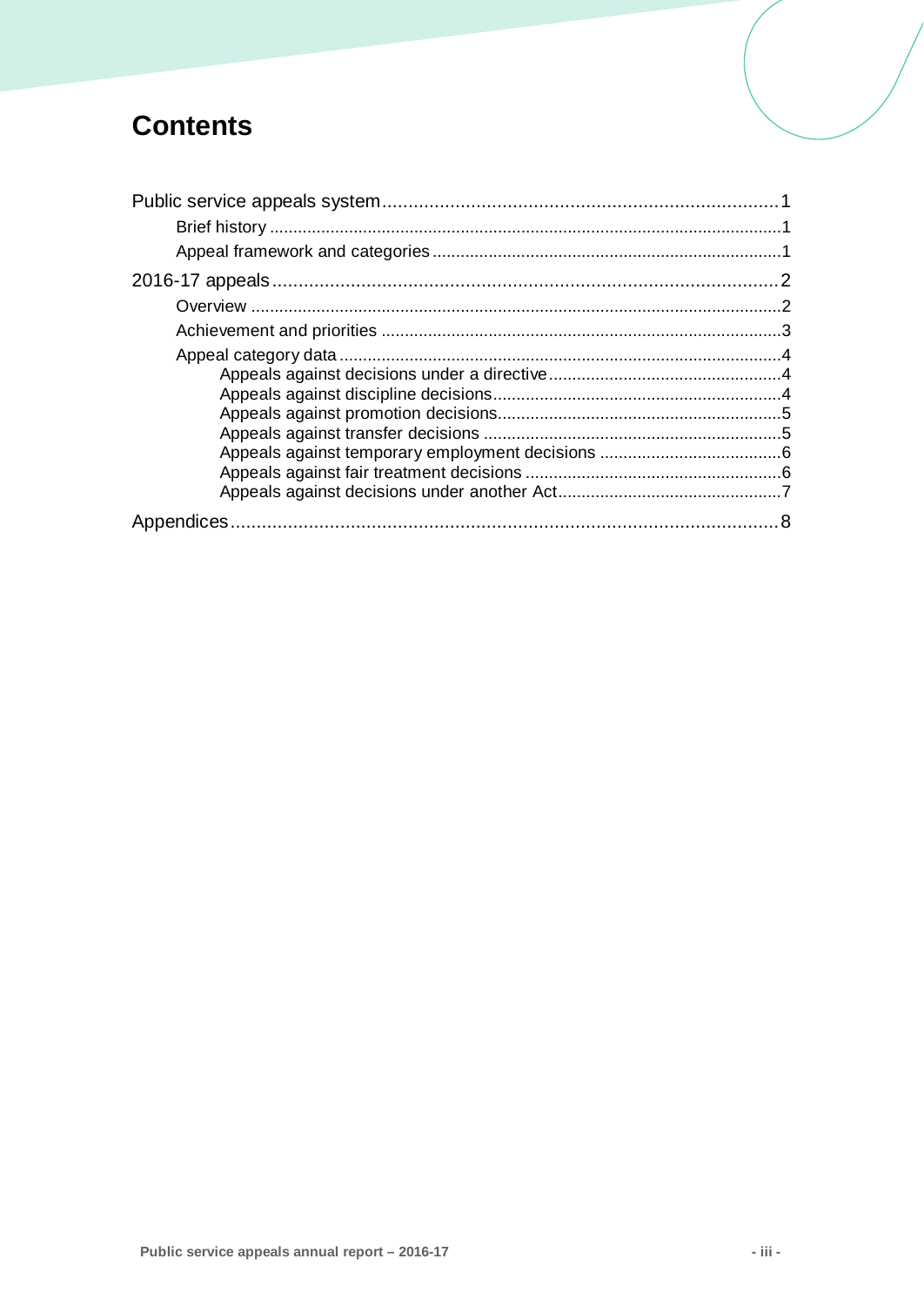# Contents

- Public service appeals system ........................................ 1
  - Brief history ........................................ 1
  - Appeal framework and categories ........................................ 1
- 2016-17 appeals ........................................ 2
  - Overview ........................................ 2
  - Achievement and priorities ........................................ 3
  - Appeal category data ........................................ 4
    - Appeals against decisions under a directive ........................................ 4
    - Appeals against discipline decisions ........................................ 4
    - Appeals against promotion decisions ........................................ 5
    - Appeals against transfer decisions ........................................ 5
    - Appeals against temporary employment decisions ........................................ 6
    - Appeals against fair treatment decisions ........................................ 6
    - Appeals against decisions under another Act ........................................ 7
- Appendices ........................................ 8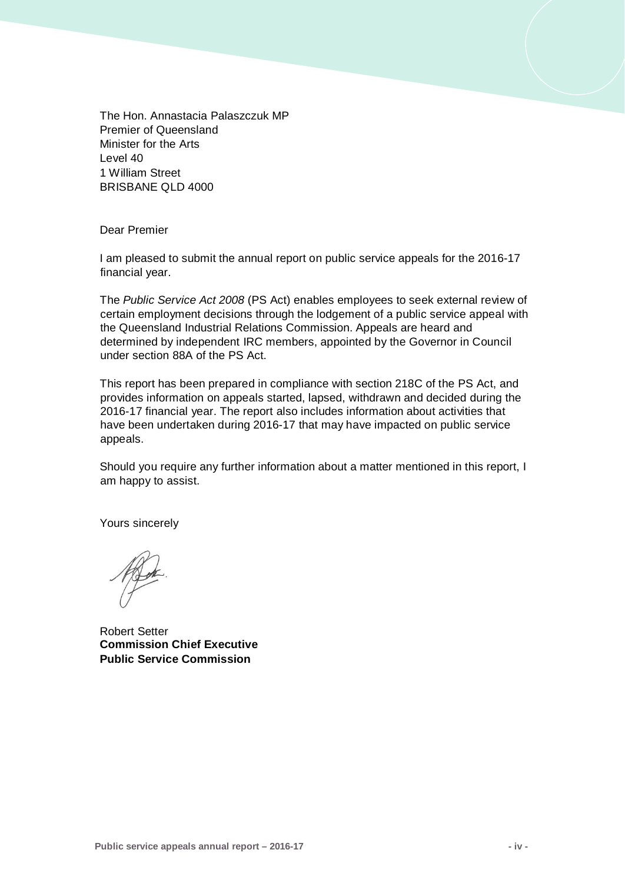The Hon. Annastacia Palaszczuk MP
Premier of Queensland
Minister for the Arts
Level 40
1 William Street
BRISBANE QLD 4000

Dear Premier

I am pleased to submit the annual report on public service appeals for the 2016-17 financial year.

The *Public Service Act 2008* (PS Act) enables employees to seek external review of certain employment decisions through the lodgement of a public service appeal with the Queensland Industrial Relations Commission. Appeals are heard and determined by independent IRC members, appointed by the Governor in Council under section 88A of the PS Act.

This report has been prepared in compliance with section 218C of the PS Act, and provides information on appeals started, lapsed, withdrawn and decided during the 2016-17 financial year. The report also includes information about activities that have been undertaken during 2016-17 that may have impacted on public service appeals.

Should you require any further information about a matter mentioned in this report, I am happy to assist.

Yours sincerely

Robert Setter
**Commission Chief Executive**
**Public Service Commission**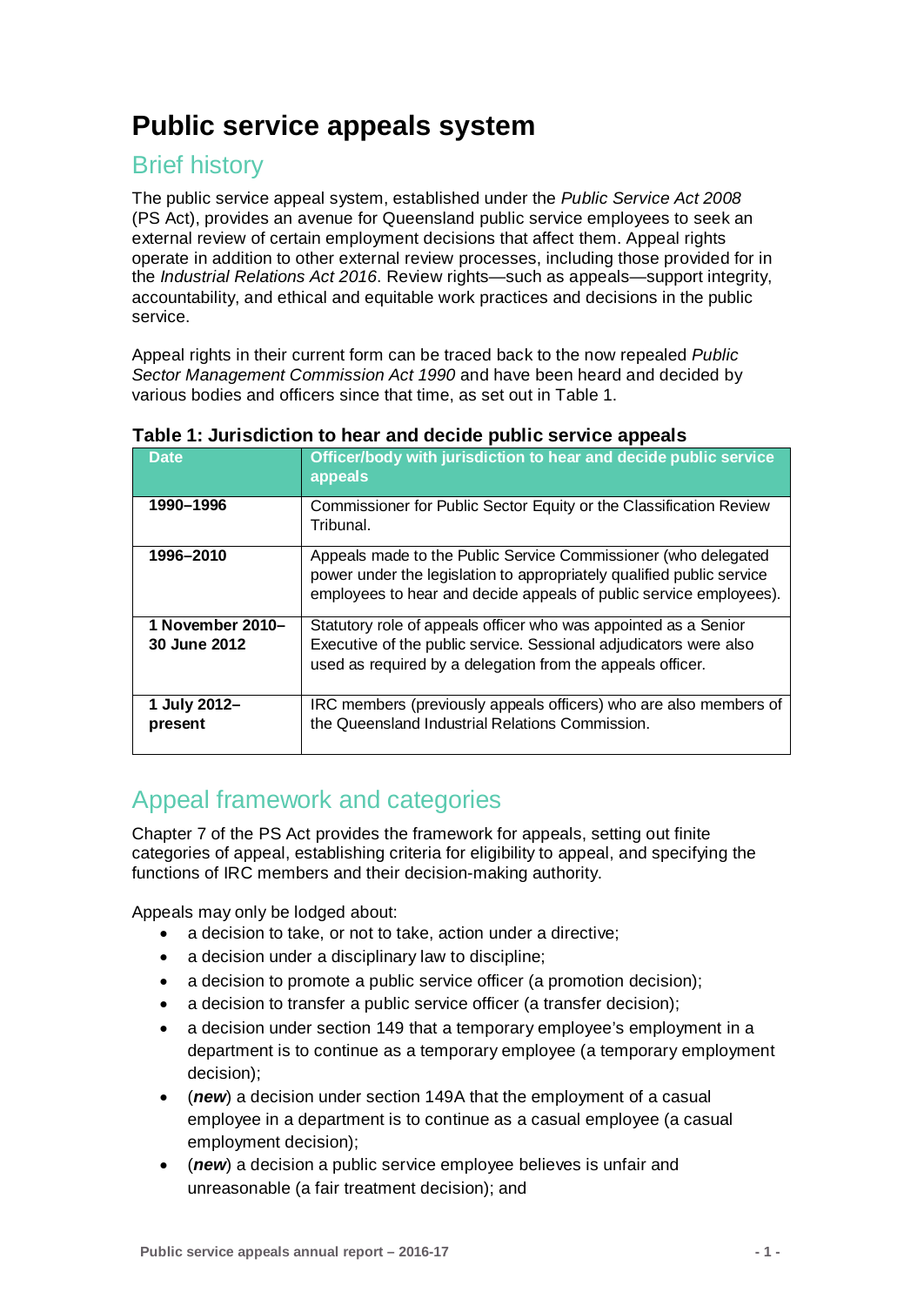# Public service appeals system

## Brief history

The public service appeal system, established under the *Public Service Act 2008* (PS Act), provides an avenue for Queensland public service employees to seek an external review of certain employment decisions that affect them. Appeal rights operate in addition to other external review processes, including those provided for in the *Industrial Relations Act 2016*. Review rights—such as appeals—support integrity, accountability, and ethical and equitable work practices and decisions in the public service.

Appeal rights in their current form can be traced back to the now repealed *Public Sector Management Commission Act 1990* and have been heard and decided by various bodies and officers since that time, as set out in Table 1.

**Table 1: Jurisdiction to hear and decide public service appeals**

| Date | Officer/body with jurisdiction to hear and decide public service appeals |
|---|---|
| **1990–1996** | Commissioner for Public Sector Equity or the Classification Review Tribunal. |
| **1996–2010** | Appeals made to the Public Service Commissioner (who delegated power under the legislation to appropriately qualified public service employees to hear and decide appeals of public service employees). |
| **1 November 2010–30 June 2012** | Statutory role of appeals officer who was appointed as a Senior Executive of the public service. Sessional adjudicators were also used as required by a delegation from the appeals officer. |
| **1 July 2012–present** | IRC members (previously appeals officers) who are also members of the Queensland Industrial Relations Commission. |

## Appeal framework and categories

Chapter 7 of the PS Act provides the framework for appeals, setting out finite categories of appeal, establishing criteria for eligibility to appeal, and specifying the functions of IRC members and their decision-making authority.

Appeals may only be lodged about:

- a decision to take, or not to take, action under a directive;
- a decision under a disciplinary law to discipline;
- a decision to promote a public service officer (a promotion decision);
- a decision to transfer a public service officer (a transfer decision);
- a decision under section 149 that a temporary employee's employment in a department is to continue as a temporary employee (a temporary employment decision);
- (***new***) a decision under section 149A that the employment of a casual employee in a department is to continue as a casual employee (a casual employment decision);
- (***new***) a decision a public service employee believes is unfair and unreasonable (a fair treatment decision); and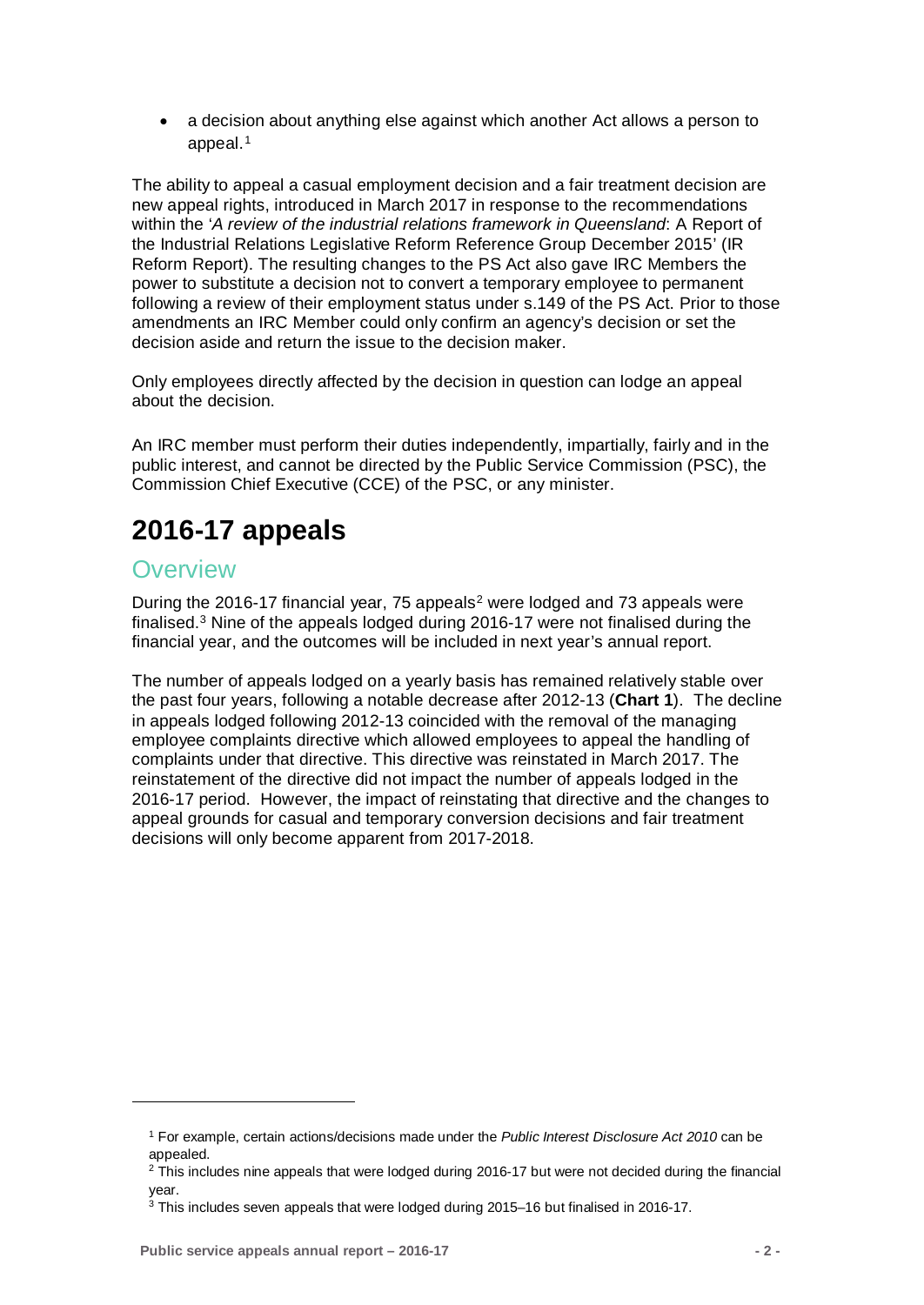- a decision about anything else against which another Act allows a person to appeal.[1]

The ability to appeal a casual employment decision and a fair treatment decision are new appeal rights, introduced in March 2017 in response to the recommendations within the '*A review of the industrial relations framework in Queensland*: A Report of the Industrial Relations Legislative Reform Reference Group December 2015' (IR Reform Report). The resulting changes to the PS Act also gave IRC Members the power to substitute a decision not to convert a temporary employee to permanent following a review of their employment status under s.149 of the PS Act. Prior to those amendments an IRC Member could only confirm an agency's decision or set the decision aside and return the issue to the decision maker.

Only employees directly affected by the decision in question can lodge an appeal about the decision.

An IRC member must perform their duties independently, impartially, fairly and in the public interest, and cannot be directed by the Public Service Commission (PSC), the Commission Chief Executive (CCE) of the PSC, or any minister.

# 2016-17 appeals

## Overview

During the 2016-17 financial year, 75 appeals[2] were lodged and 73 appeals were finalised.[3] Nine of the appeals lodged during 2016-17 were not finalised during the financial year, and the outcomes will be included in next year's annual report.

The number of appeals lodged on a yearly basis has remained relatively stable over the past four years, following a notable decrease after 2012-13 (**Chart 1**). The decline in appeals lodged following 2012-13 coincided with the removal of the managing employee complaints directive which allowed employees to appeal the handling of complaints under that directive. This directive was reinstated in March 2017. The reinstatement of the directive did not impact the number of appeals lodged in the 2016-17 period. However, the impact of reinstating that directive and the changes to appeal grounds for casual and temporary conversion decisions and fair treatment decisions will only become apparent from 2017-2018.

---

[1] For example, certain actions/decisions made under the *Public Interest Disclosure Act 2010* can be appealed.

[2] This includes nine appeals that were lodged during 2016-17 but were not decided during the financial year.

[3] This includes seven appeals that were lodged during 2015–16 but finalised in 2016-17.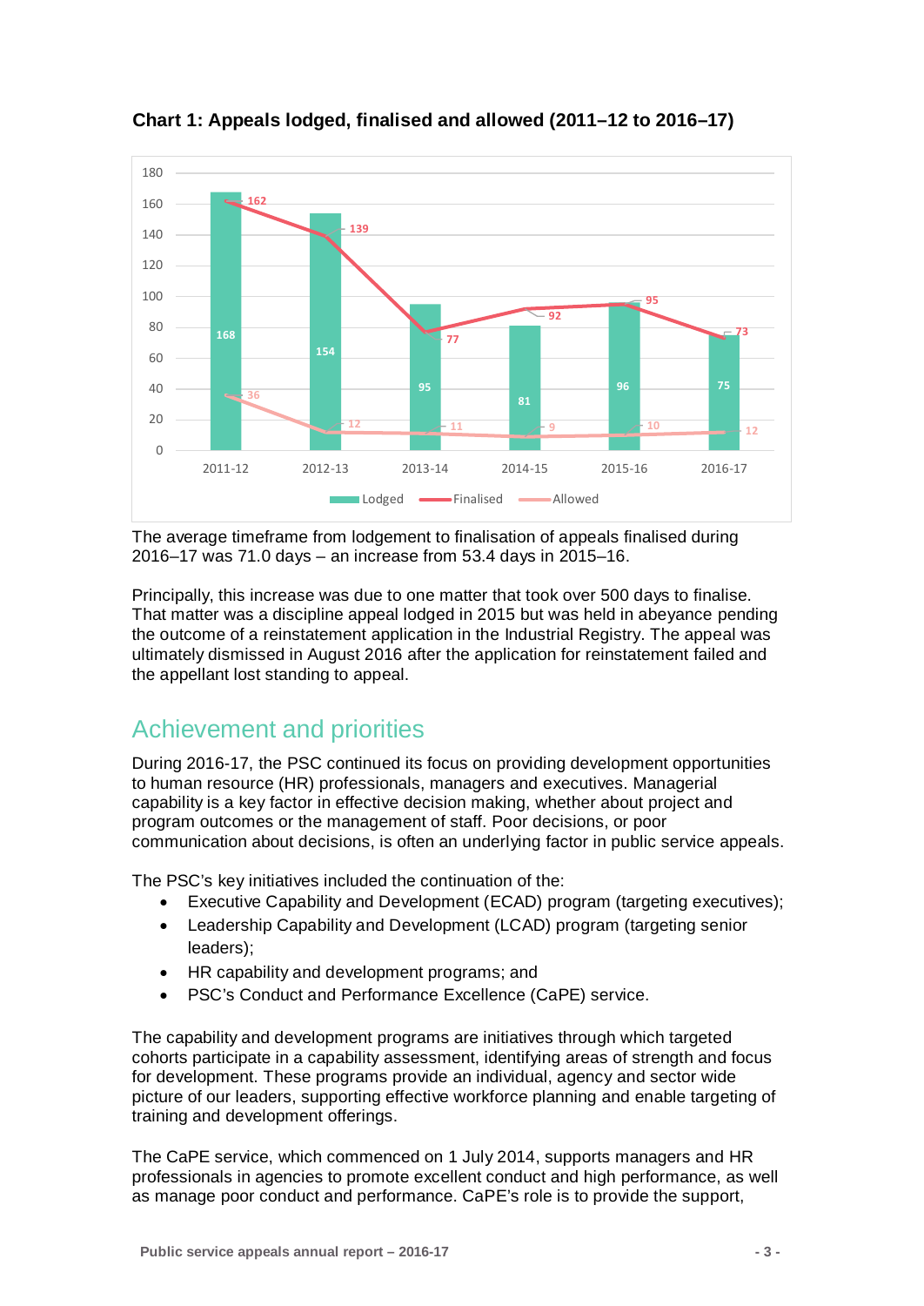**Chart 1: Appeals lodged, finalised and allowed (2011–12 to 2016–17)**

| Year | Lodged | Finalised | Allowed |
|---|---|---|---|
| 2011-12 | 168 | 162 | 36 |
| 2012-13 | 154 | 139 | 12 |
| 2013-14 | 95 | 77 | 11 |
| 2014-15 | 81 | 92 | 9 |
| 2015-16 | 96 | 95 | 10 |
| 2016-17 | 75 | 73 | 12 |

The average timeframe from lodgement to finalisation of appeals finalised during 2016–17 was 71.0 days – an increase from 53.4 days in 2015–16.

Principally, this increase was due to one matter that took over 500 days to finalise. That matter was a discipline appeal lodged in 2015 but was held in abeyance pending the outcome of a reinstatement application in the Industrial Registry. The appeal was ultimately dismissed in August 2016 after the application for reinstatement failed and the appellant lost standing to appeal.

## Achievement and priorities

During 2016-17, the PSC continued its focus on providing development opportunities to human resource (HR) professionals, managers and executives. Managerial capability is a key factor in effective decision making, whether about project and program outcomes or the management of staff. Poor decisions, or poor communication about decisions, is often an underlying factor in public service appeals.

The PSC's key initiatives included the continuation of the:

- Executive Capability and Development (ECAD) program (targeting executives);
- Leadership Capability and Development (LCAD) program (targeting senior leaders);
- HR capability and development programs; and
- PSC's Conduct and Performance Excellence (CaPE) service.

The capability and development programs are initiatives through which targeted cohorts participate in a capability assessment, identifying areas of strength and focus for development. These programs provide an individual, agency and sector wide picture of our leaders, supporting effective workforce planning and enable targeting of training and development offerings.

The CaPE service, which commenced on 1 July 2014, supports managers and HR professionals in agencies to promote excellent conduct and high performance, as well as manage poor conduct and performance. CaPE's role is to provide the support,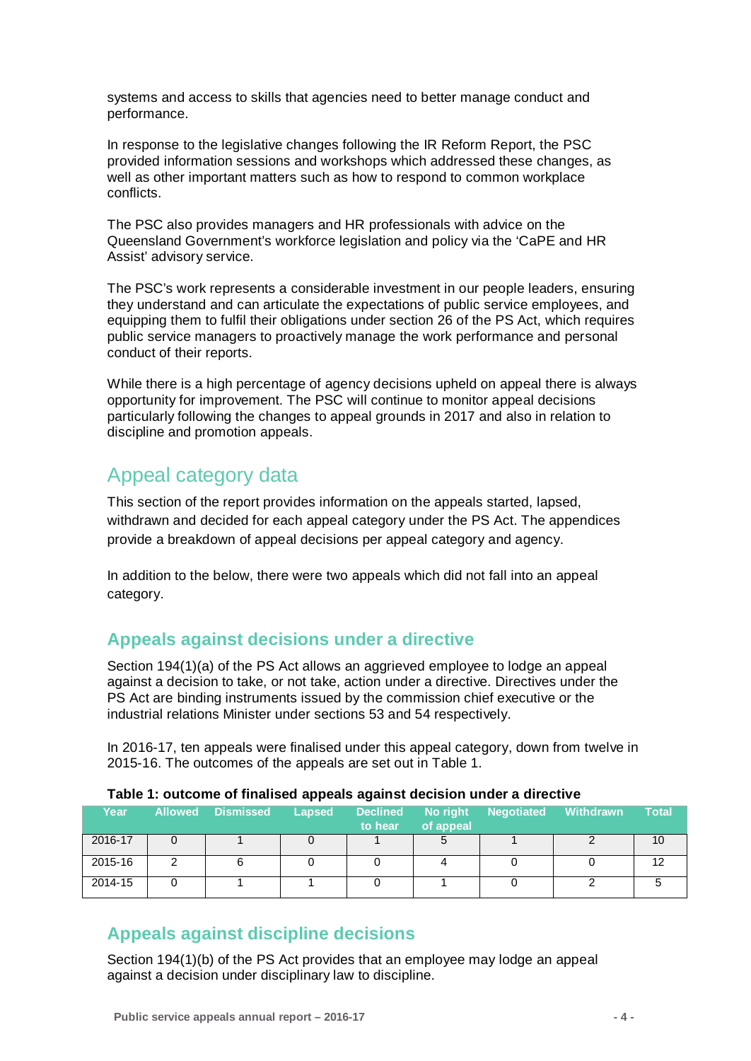systems and access to skills that agencies need to better manage conduct and performance.

In response to the legislative changes following the IR Reform Report, the PSC provided information sessions and workshops which addressed these changes, as well as other important matters such as how to respond to common workplace conflicts.

The PSC also provides managers and HR professionals with advice on the Queensland Government's workforce legislation and policy via the 'CaPE and HR Assist' advisory service.

The PSC's work represents a considerable investment in our people leaders, ensuring they understand and can articulate the expectations of public service employees, and equipping them to fulfil their obligations under section 26 of the PS Act, which requires public service managers to proactively manage the work performance and personal conduct of their reports.

While there is a high percentage of agency decisions upheld on appeal there is always opportunity for improvement. The PSC will continue to monitor appeal decisions particularly following the changes to appeal grounds in 2017 and also in relation to discipline and promotion appeals.

## Appeal category data

This section of the report provides information on the appeals started, lapsed, withdrawn and decided for each appeal category under the PS Act. The appendices provide a breakdown of appeal decisions per appeal category and agency.

In addition to the below, there were two appeals which did not fall into an appeal category.

### Appeals against decisions under a directive

Section 194(1)(a) of the PS Act allows an aggrieved employee to lodge an appeal against a decision to take, or not take, action under a directive. Directives under the PS Act are binding instruments issued by the commission chief executive or the industrial relations Minister under sections 53 and 54 respectively.

In 2016-17, ten appeals were finalised under this appeal category, down from twelve in 2015-16. The outcomes of the appeals are set out in Table 1.

**Table 1: outcome of finalised appeals against decision under a directive**

| Year | Allowed | Dismissed | Lapsed | Declined to hear | No right of appeal | Negotiated | Withdrawn | Total |
|---|---|---|---|---|---|---|---|---|
| 2016-17 | 0 | 1 | 0 | 1 | 5 | 1 | 2 | 10 |
| 2015-16 | 2 | 6 | 0 | 0 | 4 | 0 | 0 | 12 |
| 2014-15 | 0 | 1 | 1 | 0 | 1 | 0 | 2 | 5 |

### Appeals against discipline decisions

Section 194(1)(b) of the PS Act provides that an employee may lodge an appeal against a decision under disciplinary law to discipline.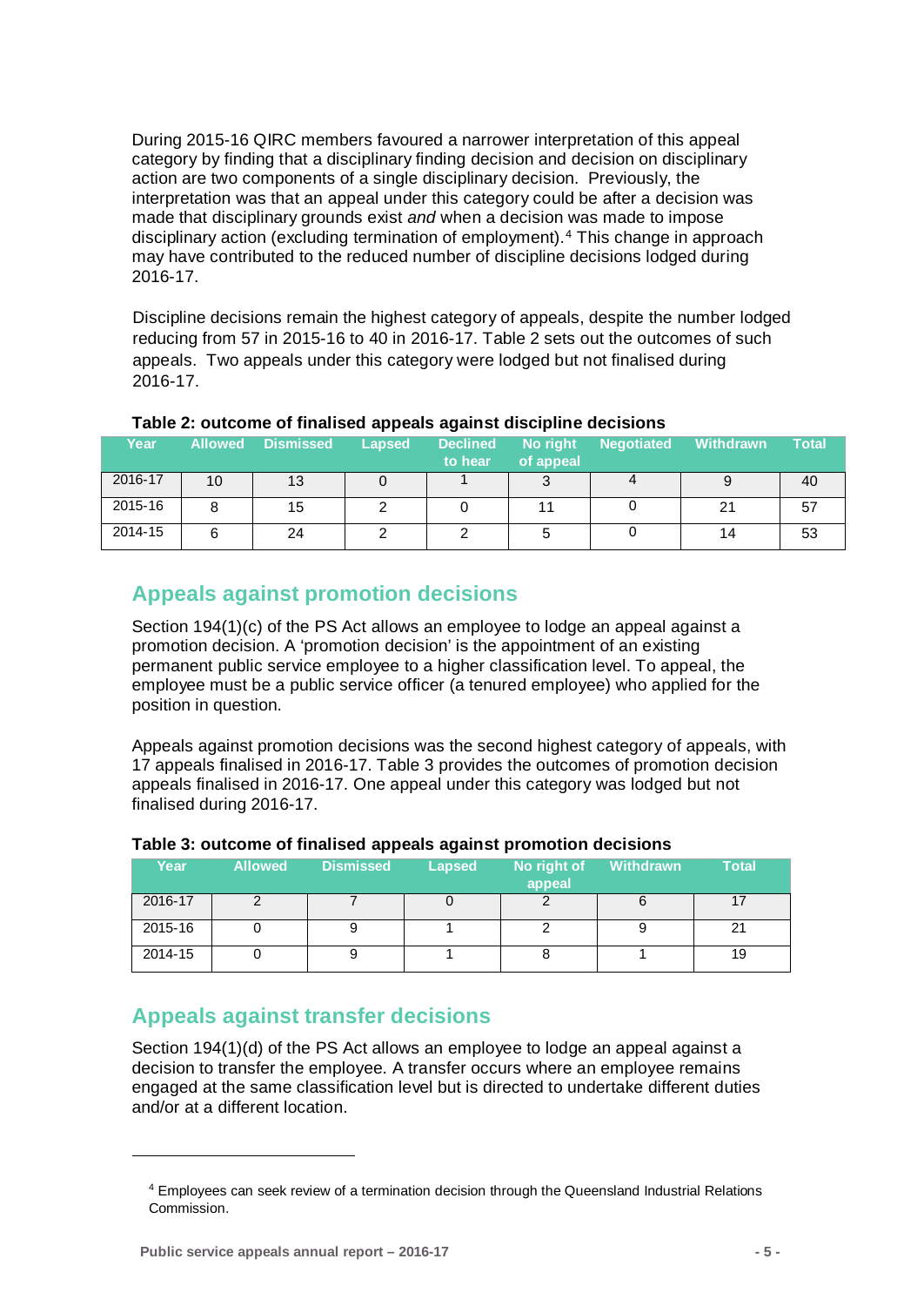During 2015-16 QIRC members favoured a narrower interpretation of this appeal category by finding that a disciplinary finding decision and decision on disciplinary action are two components of a single disciplinary decision. Previously, the interpretation was that an appeal under this category could be after a decision was made that disciplinary grounds exist *and* when a decision was made to impose disciplinary action (excluding termination of employment).[4] This change in approach may have contributed to the reduced number of discipline decisions lodged during 2016-17.

Discipline decisions remain the highest category of appeals, despite the number lodged reducing from 57 in 2015-16 to 40 in 2016-17. Table 2 sets out the outcomes of such appeals. Two appeals under this category were lodged but not finalised during 2016-17.

**Table 2: outcome of finalised appeals against discipline decisions**

| Year | Allowed | Dismissed | Lapsed | Declined to hear | No right of appeal | Negotiated | Withdrawn | Total |
|---|---|---|---|---|---|---|---|---|
| 2016-17 | 10 | 13 | 0 | 1 | 3 | 4 | 9 | 40 |
| 2015-16 | 8 | 15 | 2 | 0 | 11 | 0 | 21 | 57 |
| 2014-15 | 6 | 24 | 2 | 2 | 5 | 0 | 14 | 53 |

## Appeals against promotion decisions

Section 194(1)(c) of the PS Act allows an employee to lodge an appeal against a promotion decision. A 'promotion decision' is the appointment of an existing permanent public service employee to a higher classification level. To appeal, the employee must be a public service officer (a tenured employee) who applied for the position in question.

Appeals against promotion decisions was the second highest category of appeals, with 17 appeals finalised in 2016-17. Table 3 provides the outcomes of promotion decision appeals finalised in 2016-17. One appeal under this category was lodged but not finalised during 2016-17.

**Table 3: outcome of finalised appeals against promotion decisions**

| Year | Allowed | Dismissed | Lapsed | No right of appeal | Withdrawn | Total |
|---|---|---|---|---|---|---|
| 2016-17 | 2 | 7 | 0 | 2 | 6 | 17 |
| 2015-16 | 0 | 9 | 1 | 2 | 9 | 21 |
| 2014-15 | 0 | 9 | 1 | 8 | 1 | 19 |

## Appeals against transfer decisions

Section 194(1)(d) of the PS Act allows an employee to lodge an appeal against a decision to transfer the employee. A transfer occurs where an employee remains engaged at the same classification level but is directed to undertake different duties and/or at a different location.

[4] Employees can seek review of a termination decision through the Queensland Industrial Relations Commission.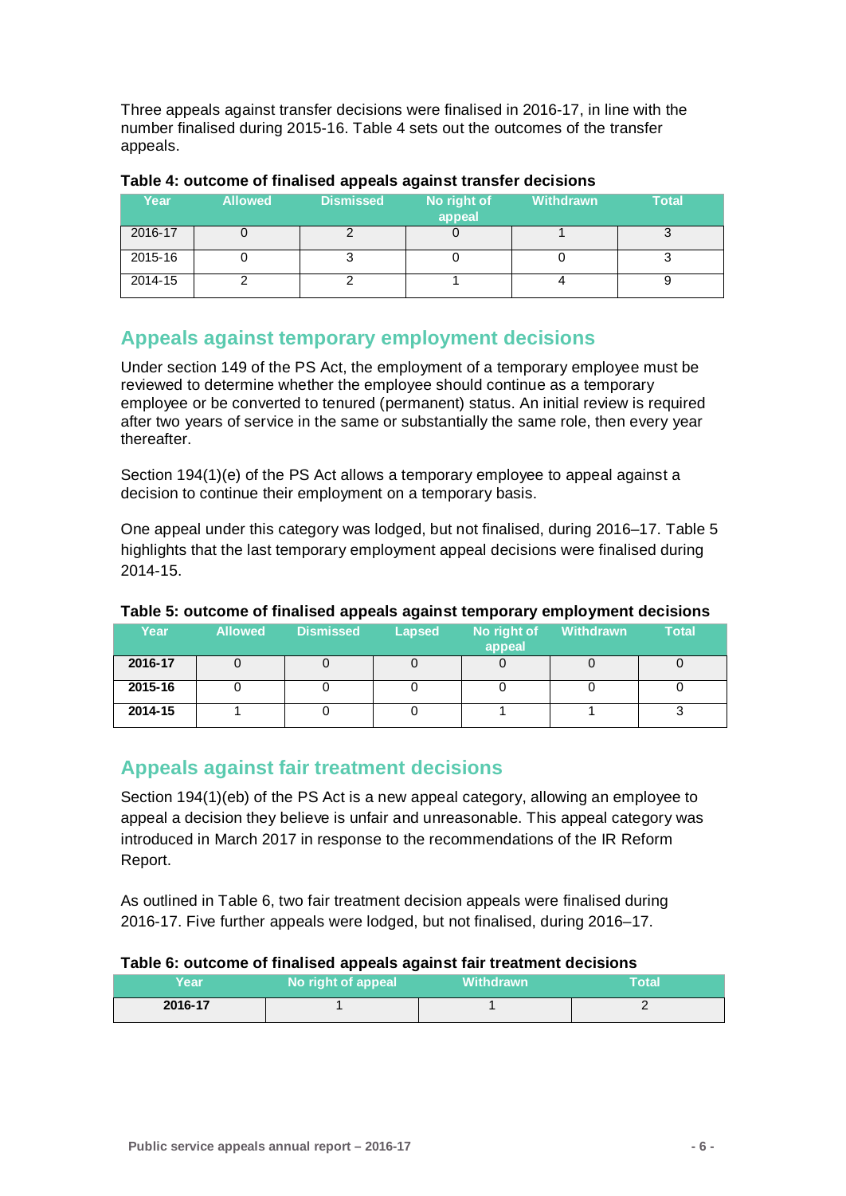Three appeals against transfer decisions were finalised in 2016-17, in line with the number finalised during 2015-16. Table 4 sets out the outcomes of the transfer appeals.

**Table 4: outcome of finalised appeals against transfer decisions**

| Year | Allowed | Dismissed | No right of appeal | Withdrawn | Total |
|---|---|---|---|---|---|
| 2016-17 | 0 | 2 | 0 | 1 | 3 |
| 2015-16 | 0 | 3 | 0 | 0 | 3 |
| 2014-15 | 2 | 2 | 1 | 4 | 9 |

## Appeals against temporary employment decisions

Under section 149 of the PS Act, the employment of a temporary employee must be reviewed to determine whether the employee should continue as a temporary employee or be converted to tenured (permanent) status. An initial review is required after two years of service in the same or substantially the same role, then every year thereafter.

Section 194(1)(e) of the PS Act allows a temporary employee to appeal against a decision to continue their employment on a temporary basis.

One appeal under this category was lodged, but not finalised, during 2016–17. Table 5 highlights that the last temporary employment appeal decisions were finalised during 2014-15.

**Table 5: outcome of finalised appeals against temporary employment decisions**

| Year | Allowed | Dismissed | Lapsed | No right of appeal | Withdrawn | Total |
|---|---|---|---|---|---|---|
| **2016-17** | 0 | 0 | 0 | 0 | 0 | 0 |
| **2015-16** | 0 | 0 | 0 | 0 | 0 | 0 |
| **2014-15** | 1 | 0 | 0 | 1 | 1 | 3 |

## Appeals against fair treatment decisions

Section 194(1)(eb) of the PS Act is a new appeal category, allowing an employee to appeal a decision they believe is unfair and unreasonable. This appeal category was introduced in March 2017 in response to the recommendations of the IR Reform Report.

As outlined in Table 6, two fair treatment decision appeals were finalised during 2016-17. Five further appeals were lodged, but not finalised, during 2016–17.

**Table 6: outcome of finalised appeals against fair treatment decisions**

| Year | No right of appeal | Withdrawn | Total |
|---|---|---|---|
| **2016-17** | 1 | 1 | 2 |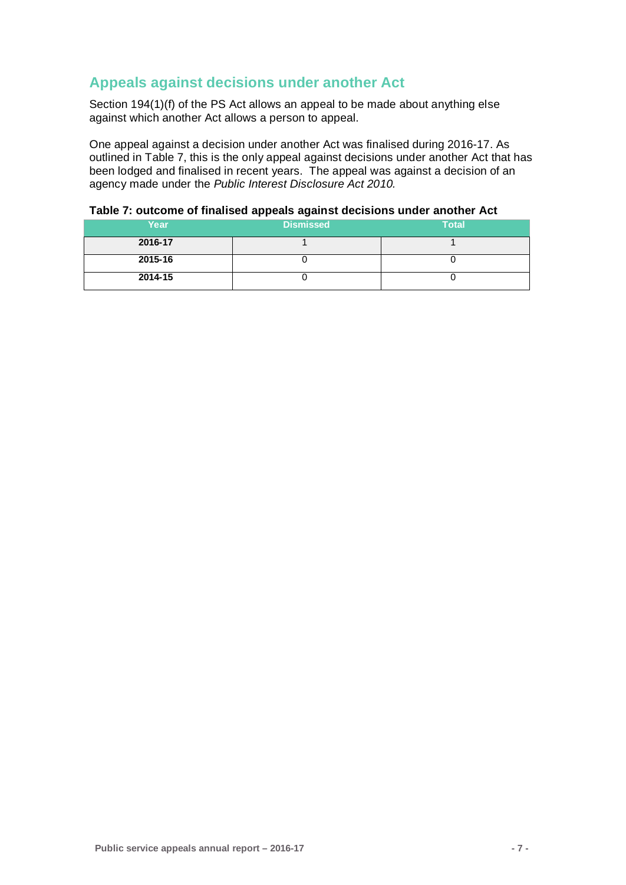## Appeals against decisions under another Act

Section 194(1)(f) of the PS Act allows an appeal to be made about anything else against which another Act allows a person to appeal.

One appeal against a decision under another Act was finalised during 2016-17. As outlined in Table 7, this is the only appeal against decisions under another Act that has been lodged and finalised in recent years. The appeal was against a decision of an agency made under the *Public Interest Disclosure Act 2010.*

**Table 7: outcome of finalised appeals against decisions under another Act**

| Year | Dismissed | Total |
|---|---|---|
| **2016-17** | 1 | 1 |
| **2015-16** | 0 | 0 |
| **2014-15** | 0 | 0 |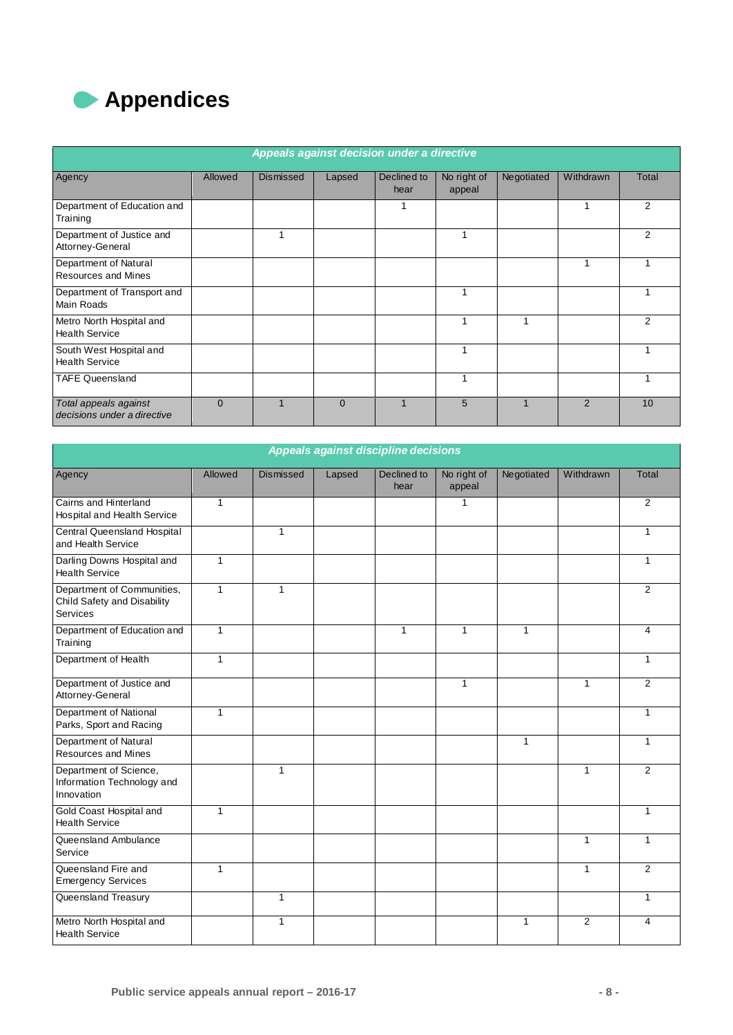# Appendices

| *Appeals against decision under a directive* | | | | | | | | |
|---|---|---|---|---|---|---|---|---|
| Agency | Allowed | Dismissed | Lapsed | Declined to hear | No right of appeal | Negotiated | Withdrawn | Total |
| Department of Education and Training | | | | 1 | | | 1 | 2 |
| Department of Justice and Attorney-General | | 1 | | | 1 | | | 2 |
| Department of Natural Resources and Mines | | | | | | | 1 | 1 |
| Department of Transport and Main Roads | | | | | 1 | | | 1 |
| Metro North Hospital and Health Service | | | | | 1 | 1 | | 2 |
| South West Hospital and Health Service | | | | | 1 | | | 1 |
| TAFE Queensland | | | | | 1 | | | 1 |
| *Total appeals against decisions under a directive* | 0 | 1 | 0 | 1 | 5 | 1 | 2 | 10 |

| *Appeals against discipline decisions* | | | | | | | | |
|---|---|---|---|---|---|---|---|---|
| Agency | Allowed | Dismissed | Lapsed | Declined to hear | No right of appeal | Negotiated | Withdrawn | Total |
| Cairns and Hinterland Hospital and Health Service | 1 | | | | 1 | | | 2 |
| Central Queensland Hospital and Health Service | | 1 | | | | | | 1 |
| Darling Downs Hospital and Health Service | 1 | | | | | | | 1 |
| Department of Communities, Child Safety and Disability Services | 1 | 1 | | | | | | 2 |
| Department of Education and Training | 1 | | | 1 | 1 | 1 | | 4 |
| Department of Health | 1 | | | | | | | 1 |
| Department of Justice and Attorney-General | | | | | 1 | | 1 | 2 |
| Department of National Parks, Sport and Racing | 1 | | | | | | | 1 |
| Department of Natural Resources and Mines | | | | | | 1 | | 1 |
| Department of Science, Information Technology and Innovation | | 1 | | | | | 1 | 2 |
| Gold Coast Hospital and Health Service | 1 | | | | | | | 1 |
| Queensland Ambulance Service | | | | | | | 1 | 1 |
| Queensland Fire and Emergency Services | 1 | | | | | | 1 | 2 |
| Queensland Treasury | | 1 | | | | | | 1 |
| Metro North Hospital and Health Service | | 1 | | | | 1 | 2 | 4 |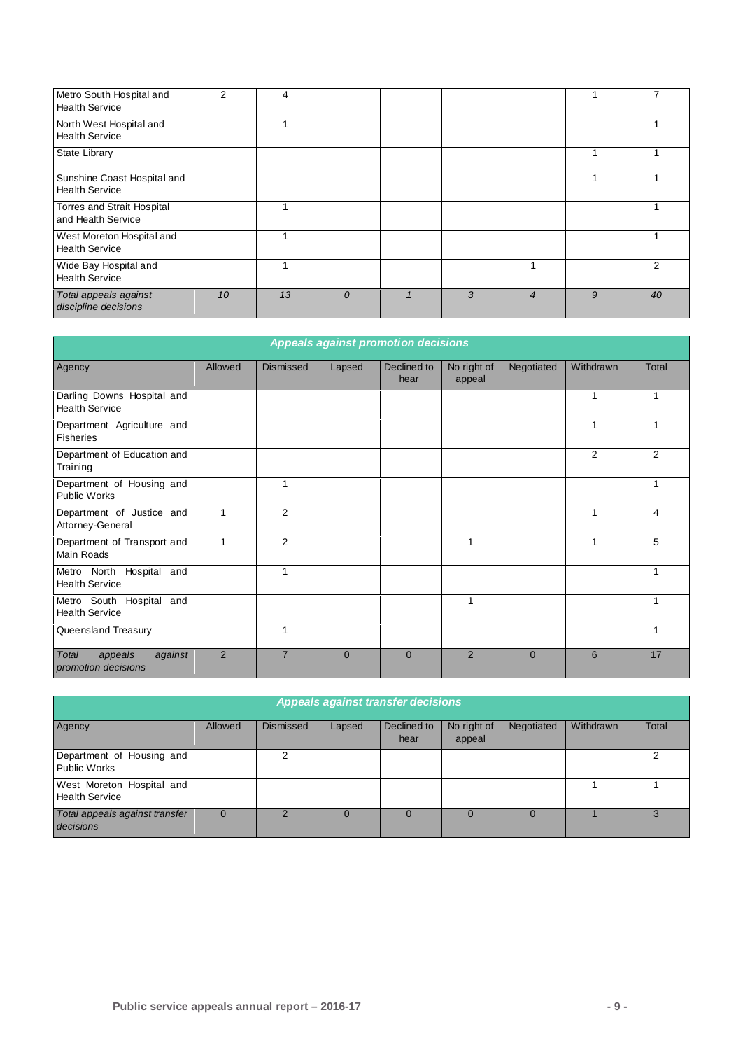| Agency | Allowed | Dismissed | Lapsed | Declined to hear | No right of appeal | Negotiated | Withdrawn | Total |
|---|---|---|---|---|---|---|---|---|
| Metro South Hospital and Health Service | 2 | 4 | | | | | 1 | 7 |
| North West Hospital and Health Service | | 1 | | | | | | 1 |
| State Library | | | | | | | 1 | 1 |
| Sunshine Coast Hospital and Health Service | | | | | | | 1 | 1 |
| Torres and Strait Hospital and Health Service | | 1 | | | | | | 1 |
| West Moreton Hospital and Health Service | | 1 | | | | | | 1 |
| Wide Bay Hospital and Health Service | | 1 | | | | 1 | | 2 |
| *Total appeals against discipline decisions* | *10* | *13* | *0* | *1* | *3* | *4* | *9* | *40* |

| ***Appeals against promotion decisions*** | | | | | | | | |
|---|---|---|---|---|---|---|---|---|
| Agency | Allowed | Dismissed | Lapsed | Declined to hear | No right of appeal | Negotiated | Withdrawn | Total |
| Darling Downs Hospital and Health Service | | | | | | | 1 | 1 |
| Department Agriculture and Fisheries | | | | | | | 1 | 1 |
| Department of Education and Training | | | | | | | 2 | 2 |
| Department of Housing and Public Works | | 1 | | | | | | 1 |
| Department of Justice and Attorney-General | 1 | 2 | | | | | 1 | 4 |
| Department of Transport and Main Roads | 1 | 2 | | | 1 | | 1 | 5 |
| Metro North Hospital and Health Service | | 1 | | | | | | 1 |
| Metro South Hospital and Health Service | | | | | 1 | | | 1 |
| Queensland Treasury | | 1 | | | | | | 1 |
| *Total appeals against promotion decisions* | 2 | 7 | 0 | 0 | 2 | 0 | 6 | 17 |

| ***Appeals against transfer decisions*** | | | | | | | | |
|---|---|---|---|---|---|---|---|---|
| Agency | Allowed | Dismissed | Lapsed | Declined to hear | No right of appeal | Negotiated | Withdrawn | Total |
| Department of Housing and Public Works | | 2 | | | | | | 2 |
| West Moreton Hospital and Health Service | | | | | | | 1 | 1 |
| *Total appeals against transfer decisions* | 0 | 2 | 0 | 0 | 0 | 0 | 1 | 3 |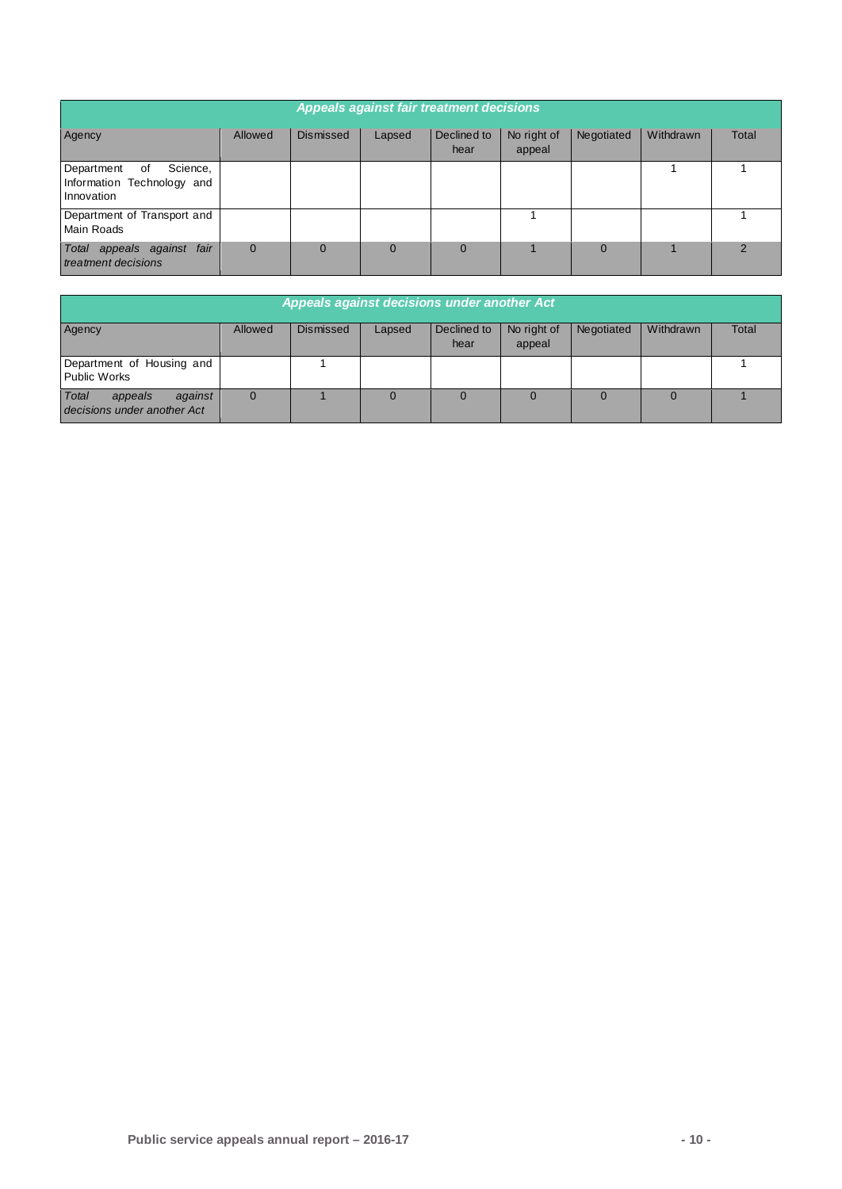| *Appeals against fair treatment decisions* | | | | | | | | |
|---|---|---|---|---|---|---|---|---|
| Agency | Allowed | Dismissed | Lapsed | Declined to hear | No right of appeal | Negotiated | Withdrawn | Total |
| Department of Science, Information Technology and Innovation | | | | | | | 1 | 1 |
| Department of Transport and Main Roads | | | | | 1 | | | 1 |
| *Total appeals against fair treatment decisions* | 0 | 0 | 0 | 0 | 1 | 0 | 1 | 2 |

| *Appeals against decisions under another Act* | | | | | | | | |
|---|---|---|---|---|---|---|---|---|
| Agency | Allowed | Dismissed | Lapsed | Declined to hear | No right of appeal | Negotiated | Withdrawn | Total |
| Department of Housing and Public Works | | 1 | | | | | | 1 |
| *Total appeals against decisions under another Act* | 0 | 1 | 0 | 0 | 0 | 0 | 0 | 1 |